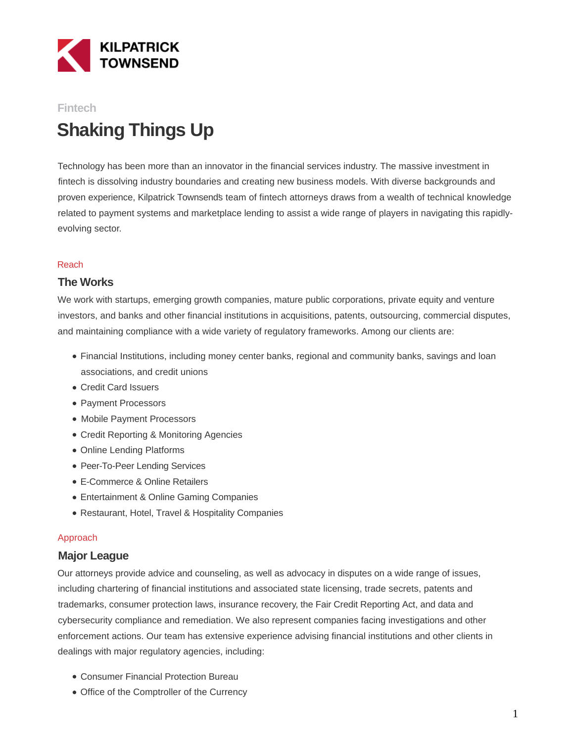KILPATRICK TOWNSEND

Fintech

# Shaking Things Up

Technology has been more than an innovator in the financial services industry. The massive investment in fintech is dissolving industry boundaries and creating new business models. With diverse backgrounds and proven experience, Kilpatrick Townsend's team of fintech attorneys draws from a wealth of technical knowledge related to payment systems and marketplace lending to assist a wide range of players in navigating this rapidly-evolving sector.

Reach

## The Works

We work with startups, emerging growth companies, mature public corporations, private equity and venture investors, and banks and other financial institutions in acquisitions, patents, outsourcing, commercial disputes, and maintaining compliance with a wide variety of regulatory frameworks. Among our clients are:

- Financial Institutions, including money center banks, regional and community banks, savings and loan associations, and credit unions
- Credit Card Issuers
- Payment Processors
- Mobile Payment Processors
- Credit Reporting & Monitoring Agencies
- Online Lending Platforms
- Peer-To-Peer Lending Services
- E-Commerce & Online Retailers
- Entertainment & Online Gaming Companies
- Restaurant, Hotel, Travel & Hospitality Companies

Approach

## Major League

Our attorneys provide advice and counseling, as well as advocacy in disputes on a wide range of issues, including chartering of financial institutions and associated state licensing, trade secrets, patents and trademarks, consumer protection laws, insurance recovery, the Fair Credit Reporting Act, and data and cybersecurity compliance and remediation. We also represent companies facing investigations and other enforcement actions. Our team has extensive experience advising financial institutions and other clients in dealings with major regulatory agencies, including:

- Consumer Financial Protection Bureau
- Office of the Comptroller of the Currency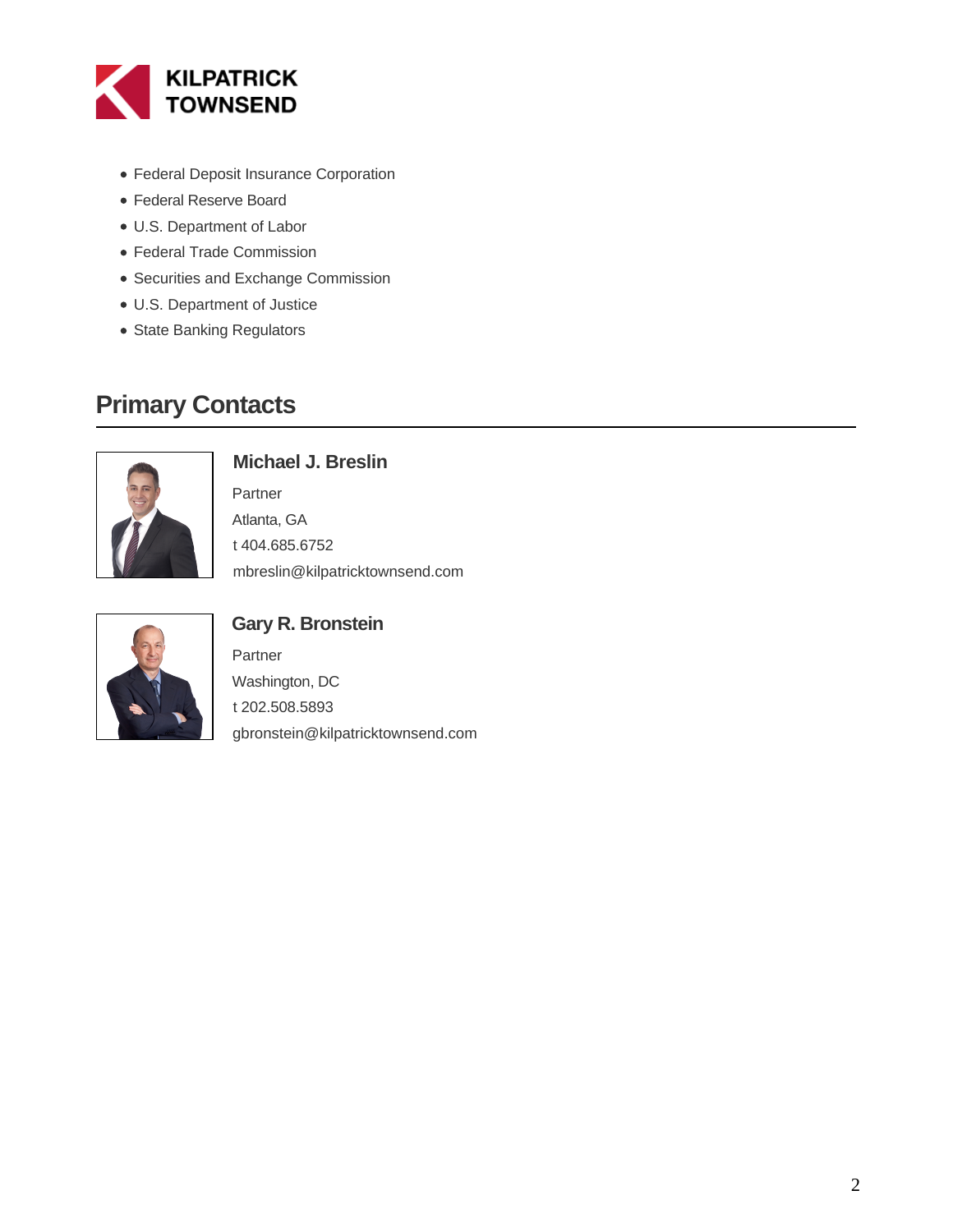- Federal Deposit Insurance Corporation
- Federal Reserve Board
- U.S. Department of Labor
- Federal Trade Commission
- Securities and Exchange Commission
- U.S. Department of Justice
- State Banking Regulators

## Primary Contacts

### Michael J. Breslin

Partner

Atlanta, GA

t 404.685.6752

mbreslin@kilpatricktownsend.com

### Gary R. Bronstein

Partner

Washington, DC

t 202.508.5893

gbronstein@kilpatricktownsend.com